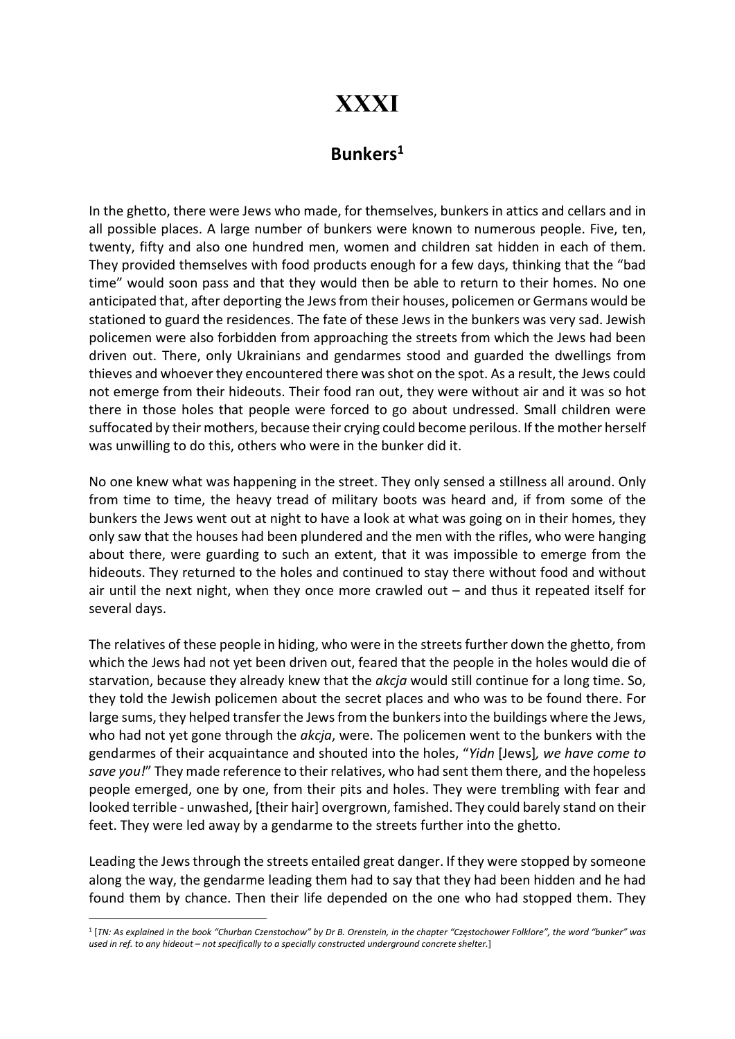# XXXI

## Bunkers[1]

In the ghetto, there were Jews who made, for themselves, bunkers in attics and cellars and in all possible places. A large number of bunkers were known to numerous people. Five, ten, twenty, fifty and also one hundred men, women and children sat hidden in each of them. They provided themselves with food products enough for a few days, thinking that the "bad time" would soon pass and that they would then be able to return to their homes. No one anticipated that, after deporting the Jews from their houses, policemen or Germans would be stationed to guard the residences. The fate of these Jews in the bunkers was very sad. Jewish policemen were also forbidden from approaching the streets from which the Jews had been driven out. There, only Ukrainians and gendarmes stood and guarded the dwellings from thieves and whoever they encountered there was shot on the spot. As a result, the Jews could not emerge from their hideouts. Their food ran out, they were without air and it was so hot there in those holes that people were forced to go about undressed. Small children were suffocated by their mothers, because their crying could become perilous. If the mother herself was unwilling to do this, others who were in the bunker did it.

No one knew what was happening in the street. They only sensed a stillness all around. Only from time to time, the heavy tread of military boots was heard and, if from some of the bunkers the Jews went out at night to have a look at what was going on in their homes, they only saw that the houses had been plundered and the men with the rifles, who were hanging about there, were guarding to such an extent, that it was impossible to emerge from the hideouts. They returned to the holes and continued to stay there without food and without air until the next night, when they once more crawled out – and thus it repeated itself for several days.

The relatives of these people in hiding, who were in the streets further down the ghetto, from which the Jews had not yet been driven out, feared that the people in the holes would die of starvation, because they already knew that the *akcja* would still continue for a long time. So, they told the Jewish policemen about the secret places and who was to be found there. For large sums, they helped transfer the Jews from the bunkers into the buildings where the Jews, who had not yet gone through the *akcja*, were. The policemen went to the bunkers with the gendarmes of their acquaintance and shouted into the holes, "*Yidn* [Jews]*, we have come to save you!*" They made reference to their relatives, who had sent them there, and the hopeless people emerged, one by one, from their pits and holes. They were trembling with fear and looked terrible - unwashed, [their hair] overgrown, famished. They could barely stand on their feet. They were led away by a gendarme to the streets further into the ghetto.

Leading the Jews through the streets entailed great danger. If they were stopped by someone along the way, the gendarme leading them had to say that they had been hidden and he had found them by chance. Then their life depended on the one who had stopped them. They

[1] [*TN: As explained in the book "Churban Czenstochow" by Dr B. Orenstein, in the chapter "Częstochower Folklore", the word "bunker" was used in ref. to any hideout – not specifically to a specially constructed underground concrete shelter.*]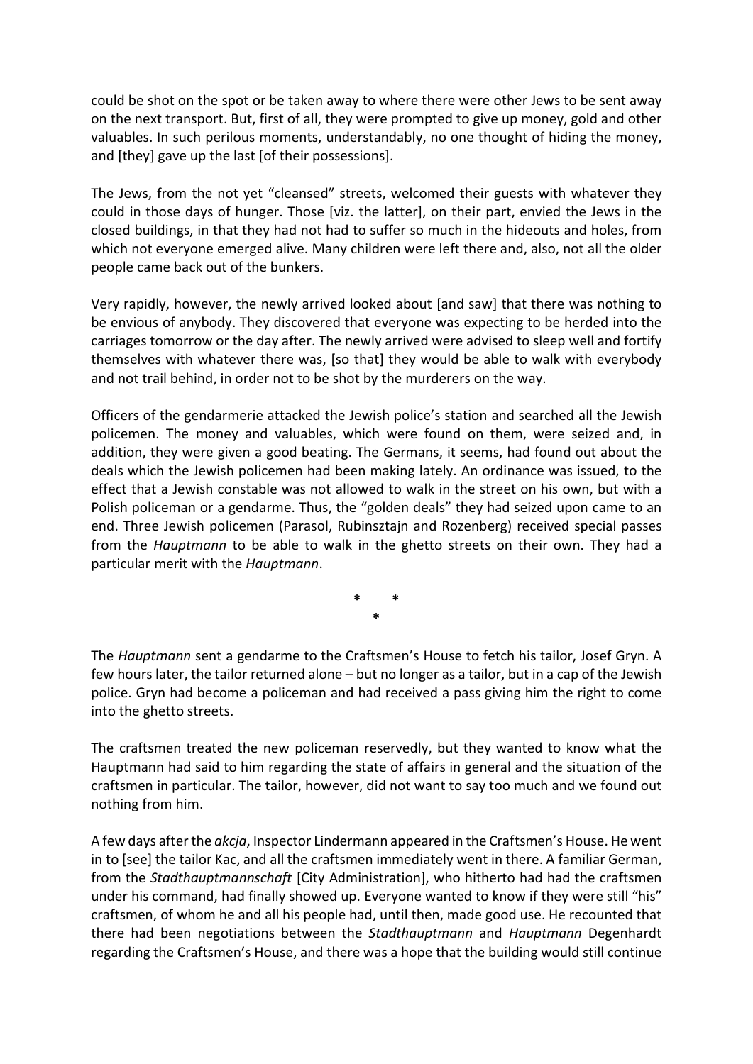could be shot on the spot or be taken away to where there were other Jews to be sent away on the next transport. But, first of all, they were prompted to give up money, gold and other valuables. In such perilous moments, understandably, no one thought of hiding the money, and [they] gave up the last [of their possessions].

The Jews, from the not yet "cleansed" streets, welcomed their guests with whatever they could in those days of hunger. Those [viz. the latter], on their part, envied the Jews in the closed buildings, in that they had not had to suffer so much in the hideouts and holes, from which not everyone emerged alive. Many children were left there and, also, not all the older people came back out of the bunkers.

Very rapidly, however, the newly arrived looked about [and saw] that there was nothing to be envious of anybody. They discovered that everyone was expecting to be herded into the carriages tomorrow or the day after. The newly arrived were advised to sleep well and fortify themselves with whatever there was, [so that] they would be able to walk with everybody and not trail behind, in order not to be shot by the murderers on the way.

Officers of the gendarmerie attacked the Jewish police's station and searched all the Jewish policemen. The money and valuables, which were found on them, were seized and, in addition, they were given a good beating. The Germans, it seems, had found out about the deals which the Jewish policemen had been making lately. An ordinance was issued, to the effect that a Jewish constable was not allowed to walk in the street on his own, but with a Polish policeman or a gendarme. Thus, the "golden deals" they had seized upon came to an end. Three Jewish policemen (Parasol, Rubinsztajn and Rozenberg) received special passes from the *Hauptmann* to be able to walk in the ghetto streets on their own. They had a particular merit with the *Hauptmann*.

\* \* \*

The *Hauptmann* sent a gendarme to the Craftsmen's House to fetch his tailor, Josef Gryn. A few hours later, the tailor returned alone – but no longer as a tailor, but in a cap of the Jewish police. Gryn had become a policeman and had received a pass giving him the right to come into the ghetto streets.

The craftsmen treated the new policeman reservedly, but they wanted to know what the Hauptmann had said to him regarding the state of affairs in general and the situation of the craftsmen in particular. The tailor, however, did not want to say too much and we found out nothing from him.

A few days after the *akcja*, Inspector Lindermann appeared in the Craftsmen's House. He went in to [see] the tailor Kac, and all the craftsmen immediately went in there. A familiar German, from the *Stadthauptmannschaft* [City Administration], who hitherto had had the craftsmen under his command, had finally showed up. Everyone wanted to know if they were still "his" craftsmen, of whom he and all his people had, until then, made good use. He recounted that there had been negotiations between the *Stadthauptmann* and *Hauptmann* Degenhardt regarding the Craftsmen's House, and there was a hope that the building would still continue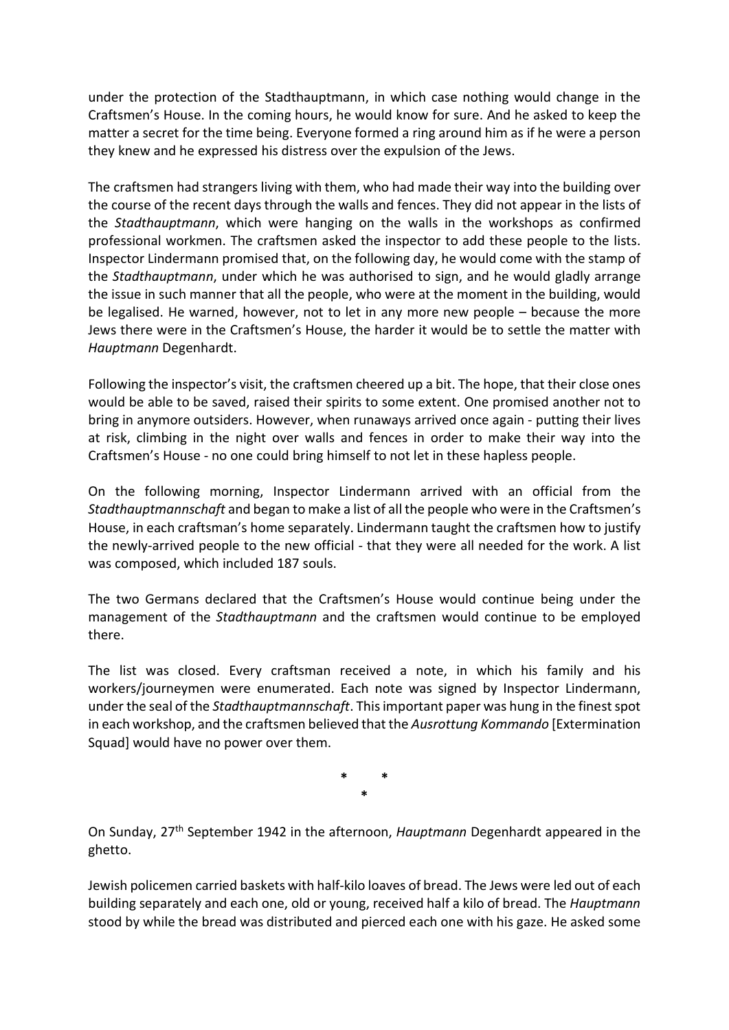under the protection of the Stadthauptmann, in which case nothing would change in the Craftsmen's House. In the coming hours, he would know for sure. And he asked to keep the matter a secret for the time being. Everyone formed a ring around him as if he were a person they knew and he expressed his distress over the expulsion of the Jews.

The craftsmen had strangers living with them, who had made their way into the building over the course of the recent days through the walls and fences. They did not appear in the lists of the *Stadthauptmann*, which were hanging on the walls in the workshops as confirmed professional workmen. The craftsmen asked the inspector to add these people to the lists. Inspector Lindermann promised that, on the following day, he would come with the stamp of the *Stadthauptmann*, under which he was authorised to sign, and he would gladly arrange the issue in such manner that all the people, who were at the moment in the building, would be legalised. He warned, however, not to let in any more new people – because the more Jews there were in the Craftsmen's House, the harder it would be to settle the matter with *Hauptmann* Degenhardt.

Following the inspector's visit, the craftsmen cheered up a bit. The hope, that their close ones would be able to be saved, raised their spirits to some extent. One promised another not to bring in anymore outsiders. However, when runaways arrived once again - putting their lives at risk, climbing in the night over walls and fences in order to make their way into the Craftsmen's House - no one could bring himself to not let in these hapless people.

On the following morning, Inspector Lindermann arrived with an official from the *Stadthauptmannschaft* and began to make a list of all the people who were in the Craftsmen's House, in each craftsman's home separately. Lindermann taught the craftsmen how to justify the newly-arrived people to the new official - that they were all needed for the work. A list was composed, which included 187 souls.

The two Germans declared that the Craftsmen's House would continue being under the management of the *Stadthauptmann* and the craftsmen would continue to be employed there.

The list was closed. Every craftsman received a note, in which his family and his workers/journeymen were enumerated. Each note was signed by Inspector Lindermann, under the seal of the *Stadthauptmannschaft*. This important paper was hung in the finest spot in each workshop, and the craftsmen believed that the *Ausrottung Kommando* [Extermination Squad] would have no power over them.

\* \*
\*

On Sunday, 27th September 1942 in the afternoon, *Hauptmann* Degenhardt appeared in the ghetto.

Jewish policemen carried baskets with half-kilo loaves of bread. The Jews were led out of each building separately and each one, old or young, received half a kilo of bread. The *Hauptmann* stood by while the bread was distributed and pierced each one with his gaze. He asked some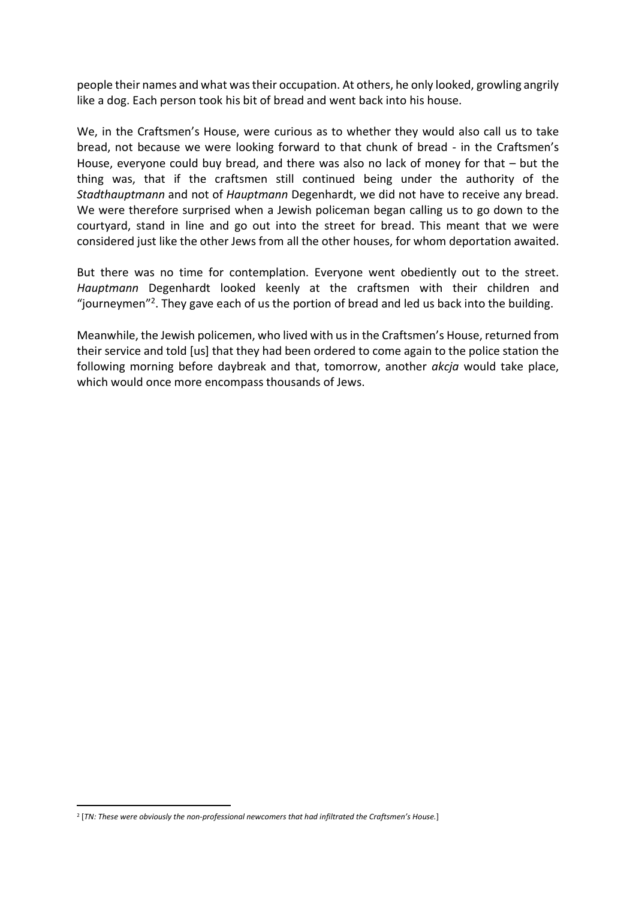people their names and what was their occupation. At others, he only looked, growling angrily like a dog. Each person took his bit of bread and went back into his house.

We, in the Craftsmen's House, were curious as to whether they would also call us to take bread, not because we were looking forward to that chunk of bread - in the Craftsmen's House, everyone could buy bread, and there was also no lack of money for that – but the thing was, that if the craftsmen still continued being under the authority of the *Stadthauptmann* and not of *Hauptmann* Degenhardt, we did not have to receive any bread. We were therefore surprised when a Jewish policeman began calling us to go down to the courtyard, stand in line and go out into the street for bread. This meant that we were considered just like the other Jews from all the other houses, for whom deportation awaited.

But there was no time for contemplation. Everyone went obediently out to the street. *Hauptmann* Degenhardt looked keenly at the craftsmen with their children and "journeymen"[2]. They gave each of us the portion of bread and led us back into the building.

Meanwhile, the Jewish policemen, who lived with us in the Craftsmen's House, returned from their service and told [us] that they had been ordered to come again to the police station the following morning before daybreak and that, tomorrow, another *akcja* would take place, which would once more encompass thousands of Jews.

---

[2] [*TN: These were obviously the non-professional newcomers that had infiltrated the Craftsmen's House.*]